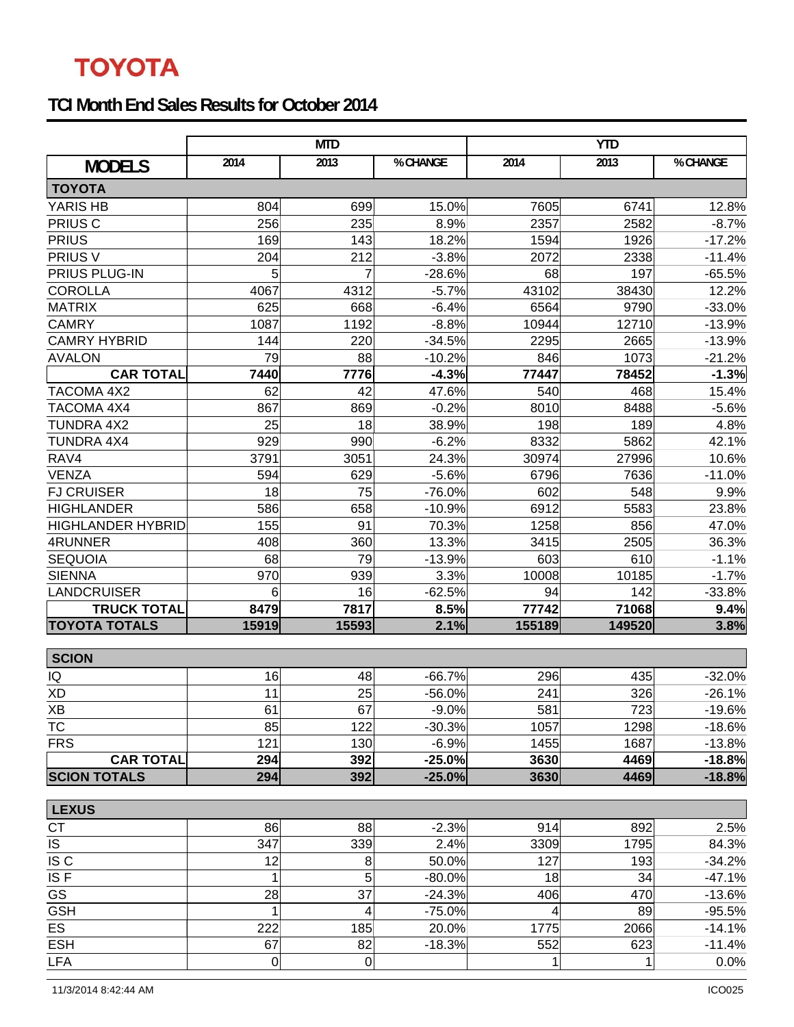TOYOTA

## TCI Month End Sales Results for October 2014

| MODELS | MTD 2014 | MTD 2013 | MTD % CHANGE | YTD 2014 | YTD 2013 | YTD % CHANGE |
|---|---|---|---|---|---|---|
| **TOYOTA** | | | | | | |
| YARIS HB | 804 | 699 | 15.0% | 7605 | 6741 | 12.8% |
| PRIUS C | 256 | 235 | 8.9% | 2357 | 2582 | -8.7% |
| PRIUS | 169 | 143 | 18.2% | 1594 | 1926 | -17.2% |
| PRIUS V | 204 | 212 | -3.8% | 2072 | 2338 | -11.4% |
| PRIUS PLUG-IN | 5 | 7 | -28.6% | 68 | 197 | -65.5% |
| COROLLA | 4067 | 4312 | -5.7% | 43102 | 38430 | 12.2% |
| MATRIX | 625 | 668 | -6.4% | 6564 | 9790 | -33.0% |
| CAMRY | 1087 | 1192 | -8.8% | 10944 | 12710 | -13.9% |
| CAMRY HYBRID | 144 | 220 | -34.5% | 2295 | 2665 | -13.9% |
| AVALON | 79 | 88 | -10.2% | 846 | 1073 | -21.2% |
| **CAR TOTAL** | **7440** | **7776** | **-4.3%** | **77447** | **78452** | **-1.3%** |
| TACOMA 4X2 | 62 | 42 | 47.6% | 540 | 468 | 15.4% |
| TACOMA 4X4 | 867 | 869 | -0.2% | 8010 | 8488 | -5.6% |
| TUNDRA 4X2 | 25 | 18 | 38.9% | 198 | 189 | 4.8% |
| TUNDRA 4X4 | 929 | 990 | -6.2% | 8332 | 5862 | 42.1% |
| RAV4 | 3791 | 3051 | 24.3% | 30974 | 27996 | 10.6% |
| VENZA | 594 | 629 | -5.6% | 6796 | 7636 | -11.0% |
| FJ CRUISER | 18 | 75 | -76.0% | 602 | 548 | 9.9% |
| HIGHLANDER | 586 | 658 | -10.9% | 6912 | 5583 | 23.8% |
| HIGHLANDER HYBRID | 155 | 91 | 70.3% | 1258 | 856 | 47.0% |
| 4RUNNER | 408 | 360 | 13.3% | 3415 | 2505 | 36.3% |
| SEQUOIA | 68 | 79 | -13.9% | 603 | 610 | -1.1% |
| SIENNA | 970 | 939 | 3.3% | 10008 | 10185 | -1.7% |
| LANDCRUISER | 6 | 16 | -62.5% | 94 | 142 | -33.8% |
| **TRUCK TOTAL** | **8479** | **7817** | **8.5%** | **77742** | **71068** | **9.4%** |
| **TOYOTA TOTALS** | **15919** | **15593** | **2.1%** | **155189** | **149520** | **3.8%** |

| MODELS | MTD 2014 | MTD 2013 | MTD % CHANGE | YTD 2014 | YTD 2013 | YTD % CHANGE |
|---|---|---|---|---|---|---|
| **SCION** | | | | | | |
| IQ | 16 | 48 | -66.7% | 296 | 435 | -32.0% |
| XD | 11 | 25 | -56.0% | 241 | 326 | -26.1% |
| XB | 61 | 67 | -9.0% | 581 | 723 | -19.6% |
| TC | 85 | 122 | -30.3% | 1057 | 1298 | -18.6% |
| FRS | 121 | 130 | -6.9% | 1455 | 1687 | -13.8% |
| **CAR TOTAL** | **294** | **392** | **-25.0%** | **3630** | **4469** | **-18.8%** |
| **SCION TOTALS** | **294** | **392** | **-25.0%** | **3630** | **4469** | **-18.8%** |

| MODELS | MTD 2014 | MTD 2013 | MTD % CHANGE | YTD 2014 | YTD 2013 | YTD % CHANGE |
|---|---|---|---|---|---|---|
| **LEXUS** | | | | | | |
| CT | 86 | 88 | -2.3% | 914 | 892 | 2.5% |
| IS | 347 | 339 | 2.4% | 3309 | 1795 | 84.3% |
| IS C | 12 | 8 | 50.0% | 127 | 193 | -34.2% |
| IS F | 1 | 5 | -80.0% | 18 | 34 | -47.1% |
| GS | 28 | 37 | -24.3% | 406 | 470 | -13.6% |
| GSH | 1 | 4 | -75.0% | 4 | 89 | -95.5% |
| ES | 222 | 185 | 20.0% | 1775 | 2066 | -14.1% |
| ESH | 67 | 82 | -18.3% | 552 | 623 | -11.4% |
| LFA | 0 | 0 | | 1 | 1 | 0.0% |

11/3/2014 8:42:44 AM ICO025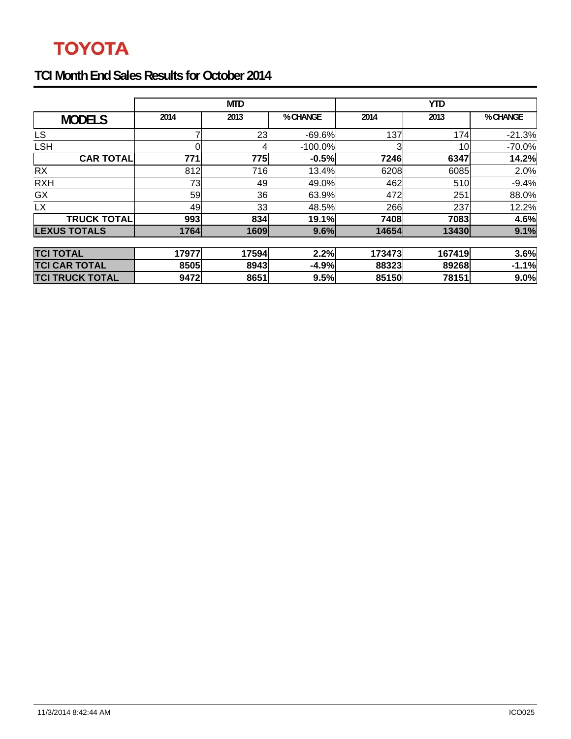TOYOTA

## TCI Month End Sales Results for October 2014

| | MTD | | | YTD | | |
|---|---|---|---|---|---|---|
| **MODELS** | 2014 | 2013 | % CHANGE | 2014 | 2013 | % CHANGE |
| LS | 7 | 23 | -69.6% | 137 | 174 | -21.3% |
| LSH | 0 | 4 | -100.0% | 3 | 10 | -70.0% |
| **CAR TOTAL** | **771** | **775** | **-0.5%** | **7246** | **6347** | **14.2%** |
| RX | 812 | 716 | 13.4% | 6208 | 6085 | 2.0% |
| RXH | 73 | 49 | 49.0% | 462 | 510 | -9.4% |
| GX | 59 | 36 | 63.9% | 472 | 251 | 88.0% |
| LX | 49 | 33 | 48.5% | 266 | 237 | 12.2% |
| **TRUCK TOTAL** | **993** | **834** | **19.1%** | **7408** | **7083** | **4.6%** |
| **LEXUS TOTALS** | **1764** | **1609** | **9.6%** | **14654** | **13430** | **9.1%** |
| **TCI TOTAL** | **17977** | **17594** | **2.2%** | **173473** | **167419** | **3.6%** |
| **TCI CAR TOTAL** | **8505** | **8943** | **-4.9%** | **88323** | **89268** | **-1.1%** |
| **TCI TRUCK TOTAL** | **9472** | **8651** | **9.5%** | **85150** | **78151** | **9.0%** |

11/3/2014 8:42:44 AM ICO025